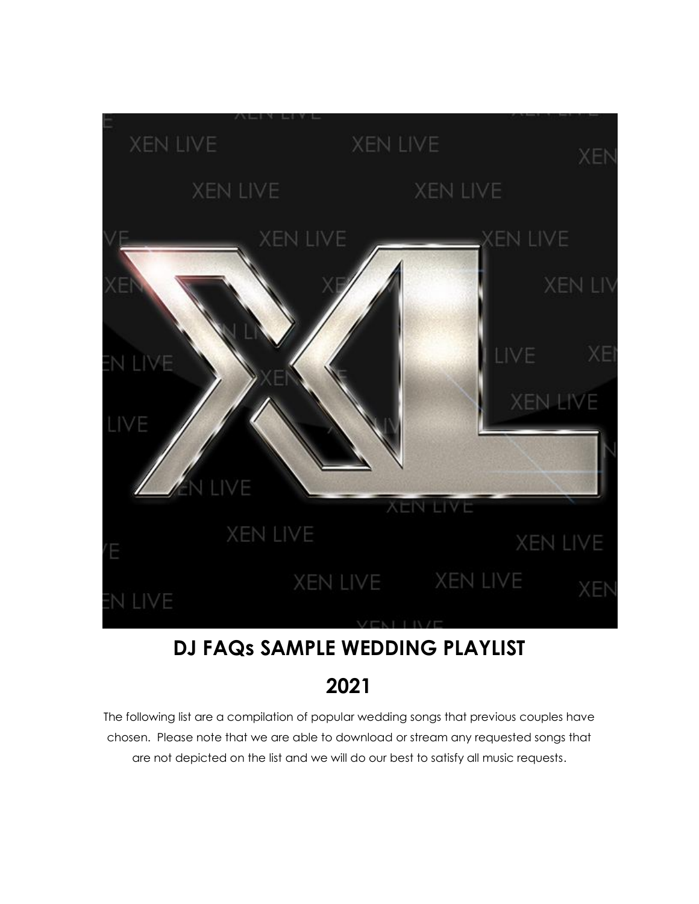# DJ FAQs SAMPLE WEDDING PLAYLIST

# 2021

The following list are a compilation of popular wedding songs that previous couples have chosen. Please note that we are able to download or stream any requested songs that are not depicted on the list and we will do our best to satisfy all music requests.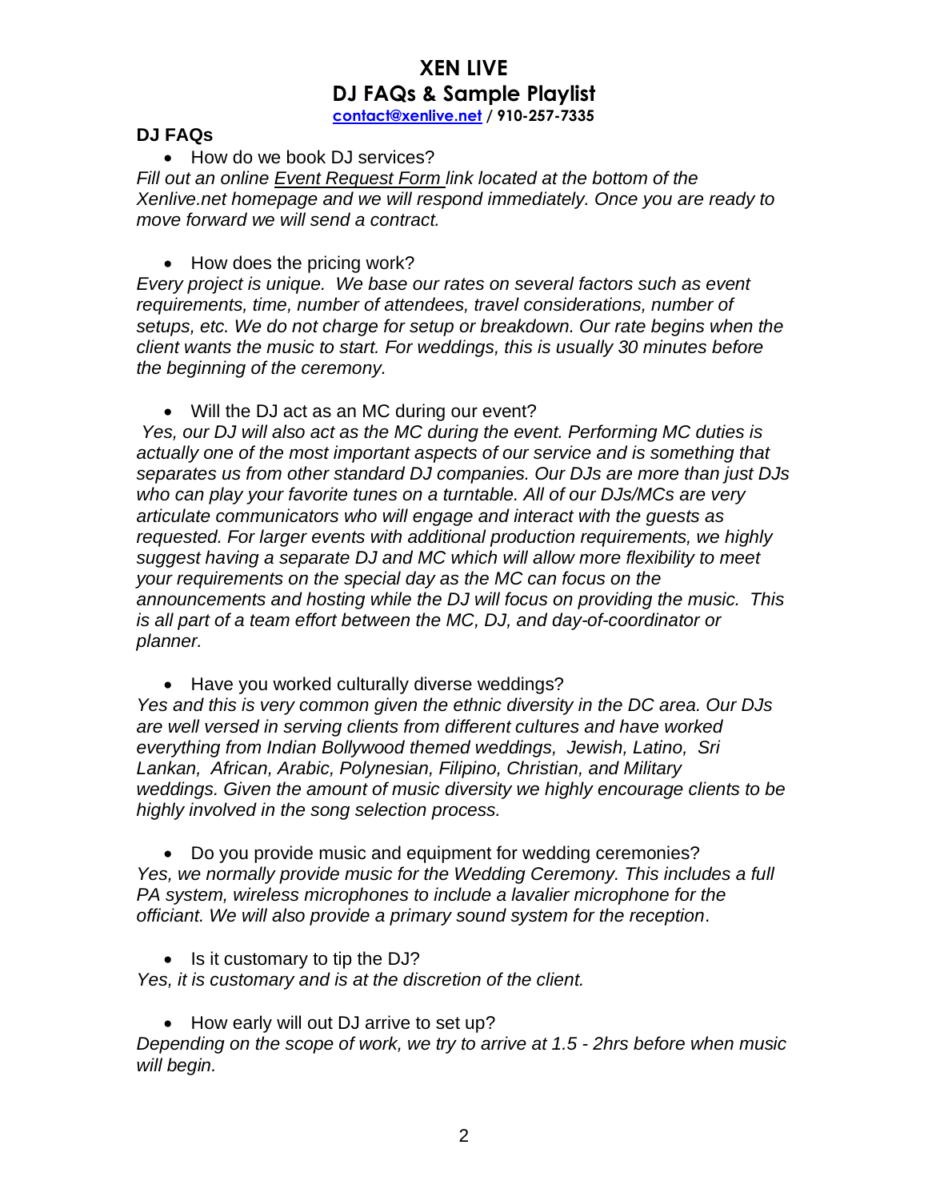# XEN LIVE
## DJ FAQs & Sample Playlist

**contact@xenlive.net / 910-257-7335**

### DJ FAQs

- How do we book DJ services?

*Fill out an online Event Request Form link located at the bottom of the Xenlive.net homepage and we will respond immediately. Once you are ready to move forward we will send a contract.*

- How does the pricing work?

*Every project is unique. We base our rates on several factors such as event requirements, time, number of attendees, travel considerations, number of setups, etc. We do not charge for setup or breakdown. Our rate begins when the client wants the music to start. For weddings, this is usually 30 minutes before the beginning of the ceremony.*

- Will the DJ act as an MC during our event?

*Yes, our DJ will also act as the MC during the event. Performing MC duties is actually one of the most important aspects of our service and is something that separates us from other standard DJ companies. Our DJs are more than just DJs who can play your favorite tunes on a turntable. All of our DJs/MCs are very articulate communicators who will engage and interact with the guests as requested. For larger events with additional production requirements, we highly suggest having a separate DJ and MC which will allow more flexibility to meet your requirements on the special day as the MC can focus on the announcements and hosting while the DJ will focus on providing the music. This is all part of a team effort between the MC, DJ, and day-of-coordinator or planner.*

- Have you worked culturally diverse weddings?

*Yes and this is very common given the ethnic diversity in the DC area. Our DJs are well versed in serving clients from different cultures and have worked everything from Indian Bollywood themed weddings, Jewish, Latino, Sri Lankan, African, Arabic, Polynesian, Filipino, Christian, and Military weddings. Given the amount of music diversity we highly encourage clients to be highly involved in the song selection process.*

- Do you provide music and equipment for wedding ceremonies?

*Yes, we normally provide music for the Wedding Ceremony. This includes a full PA system, wireless microphones to include a lavalier microphone for the officiant. We will also provide a primary sound system for the reception.*

- Is it customary to tip the DJ?

*Yes, it is customary and is at the discretion of the client.*

- How early will out DJ arrive to set up?

*Depending on the scope of work, we try to arrive at 1.5 - 2hrs before when music will begin.*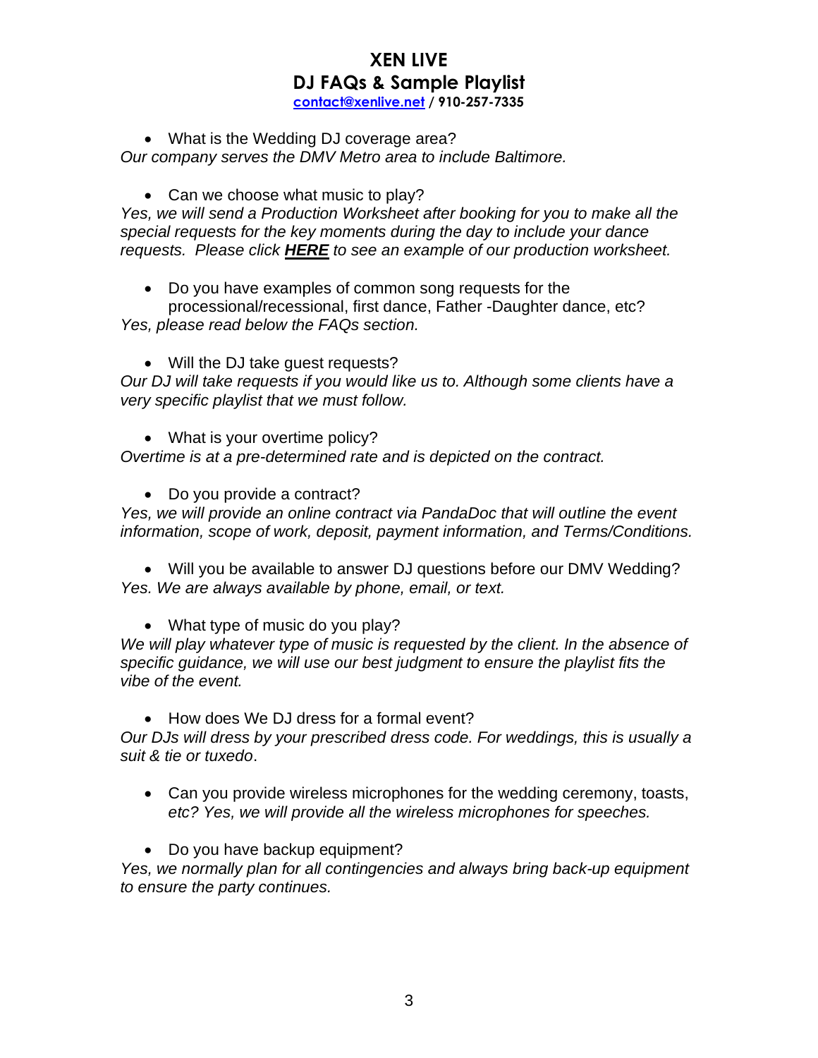# XEN LIVE
## DJ FAQs & Sample Playlist
**contact@xenlive.net / 910-257-7335**

- What is the Wedding DJ coverage area?

*Our company serves the DMV Metro area to include Baltimore.*

- Can we choose what music to play?

*Yes, we will send a Production Worksheet after booking for you to make all the special requests for the key moments during the day to include your dance requests. Please click **HERE** to see an example of our production worksheet.*

- Do you have examples of common song requests for the processional/recessional, first dance, Father -Daughter dance, etc?

*Yes, please read below the FAQs section.*

- Will the DJ take guest requests?

*Our DJ will take requests if you would like us to. Although some clients have a very specific playlist that we must follow.*

- What is your overtime policy?

*Overtime is at a pre-determined rate and is depicted on the contract.*

- Do you provide a contract?

*Yes, we will provide an online contract via PandaDoc that will outline the event information, scope of work, deposit, payment information, and Terms/Conditions.*

- Will you be available to answer DJ questions before our DMV Wedding?

*Yes. We are always available by phone, email, or text.*

- What type of music do you play?

*We will play whatever type of music is requested by the client. In the absence of specific guidance, we will use our best judgment to ensure the playlist fits the vibe of the event.*

- How does We DJ dress for a formal event?

*Our DJs will dress by your prescribed dress code. For weddings, this is usually a suit & tie or tuxedo*.

- Can you provide wireless microphones for the wedding ceremony, toasts, *etc? Yes, we will provide all the wireless microphones for speeches.*

- Do you have backup equipment?

*Yes, we normally plan for all contingencies and always bring back-up equipment to ensure the party continues.*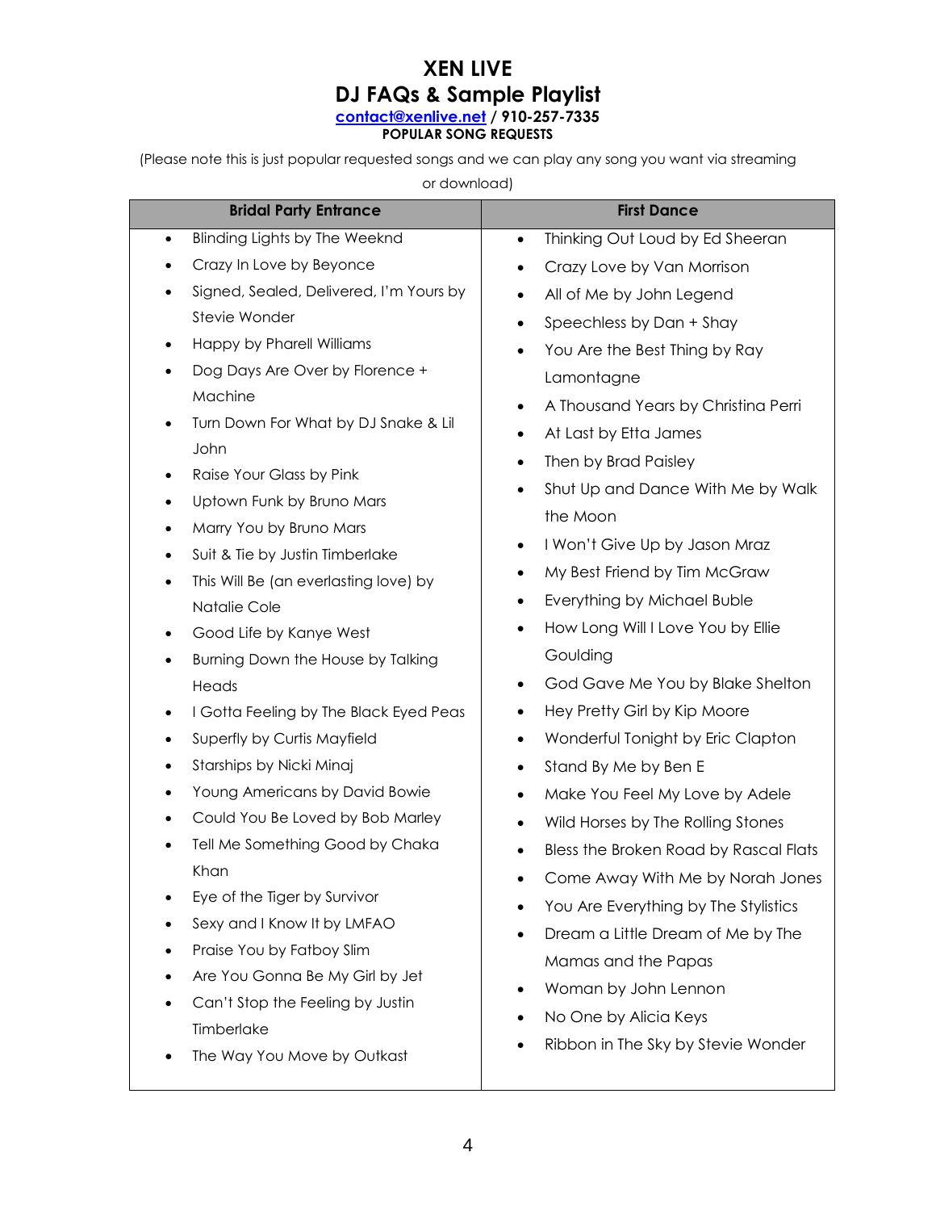# XEN LIVE

## DJ FAQs & Sample Playlist

[contact@xenlive.net](mailto:contact@xenlive.net) / 910-257-7335

**POPULAR SONG REQUESTS**

(Please note this is just popular requested songs and we can play any song you want via streaming or download)

| Bridal Party Entrance | First Dance |
| --- | --- |
| • Blinding Lights by The Weeknd<br>• Crazy In Love by Beyonce<br>• Signed, Sealed, Delivered, I'm Yours by Stevie Wonder<br>• Happy by Pharell Williams<br>• Dog Days Are Over by Florence + Machine<br>• Turn Down For What by DJ Snake & Lil John<br>• Raise Your Glass by Pink<br>• Uptown Funk by Bruno Mars<br>• Marry You by Bruno Mars<br>• Suit & Tie by Justin Timberlake<br>• This Will Be (an everlasting love) by Natalie Cole<br>• Good Life by Kanye West<br>• Burning Down the House by Talking Heads<br>• I Gotta Feeling by The Black Eyed Peas<br>• Superfly by Curtis Mayfield<br>• Starships by Nicki Minaj<br>• Young Americans by David Bowie<br>• Could You Be Loved by Bob Marley<br>• Tell Me Something Good by Chaka Khan<br>• Eye of the Tiger by Survivor<br>• Sexy and I Know It by LMFAO<br>• Praise You by Fatboy Slim<br>• Are You Gonna Be My Girl by Jet<br>• Can't Stop the Feeling by Justin Timberlake<br>• The Way You Move by Outkast | • Thinking Out Loud by Ed Sheeran<br>• Crazy Love by Van Morrison<br>• All of Me by John Legend<br>• Speechless by Dan + Shay<br>• You Are the Best Thing by Ray Lamontagne<br>• A Thousand Years by Christina Perri<br>• At Last by Etta James<br>• Then by Brad Paisley<br>• Shut Up and Dance With Me by Walk the Moon<br>• I Won't Give Up by Jason Mraz<br>• My Best Friend by Tim McGraw<br>• Everything by Michael Buble<br>• How Long Will I Love You by Ellie Goulding<br>• God Gave Me You by Blake Shelton<br>• Hey Pretty Girl by Kip Moore<br>• Wonderful Tonight by Eric Clapton<br>• Stand By Me by Ben E<br>• Make You Feel My Love by Adele<br>• Wild Horses by The Rolling Stones<br>• Bless the Broken Road by Rascal Flats<br>• Come Away With Me by Norah Jones<br>• You Are Everything by The Stylistics<br>• Dream a Little Dream of Me by The Mamas and the Papas<br>• Woman by John Lennon<br>• No One by Alicia Keys<br>• Ribbon in The Sky by Stevie Wonder |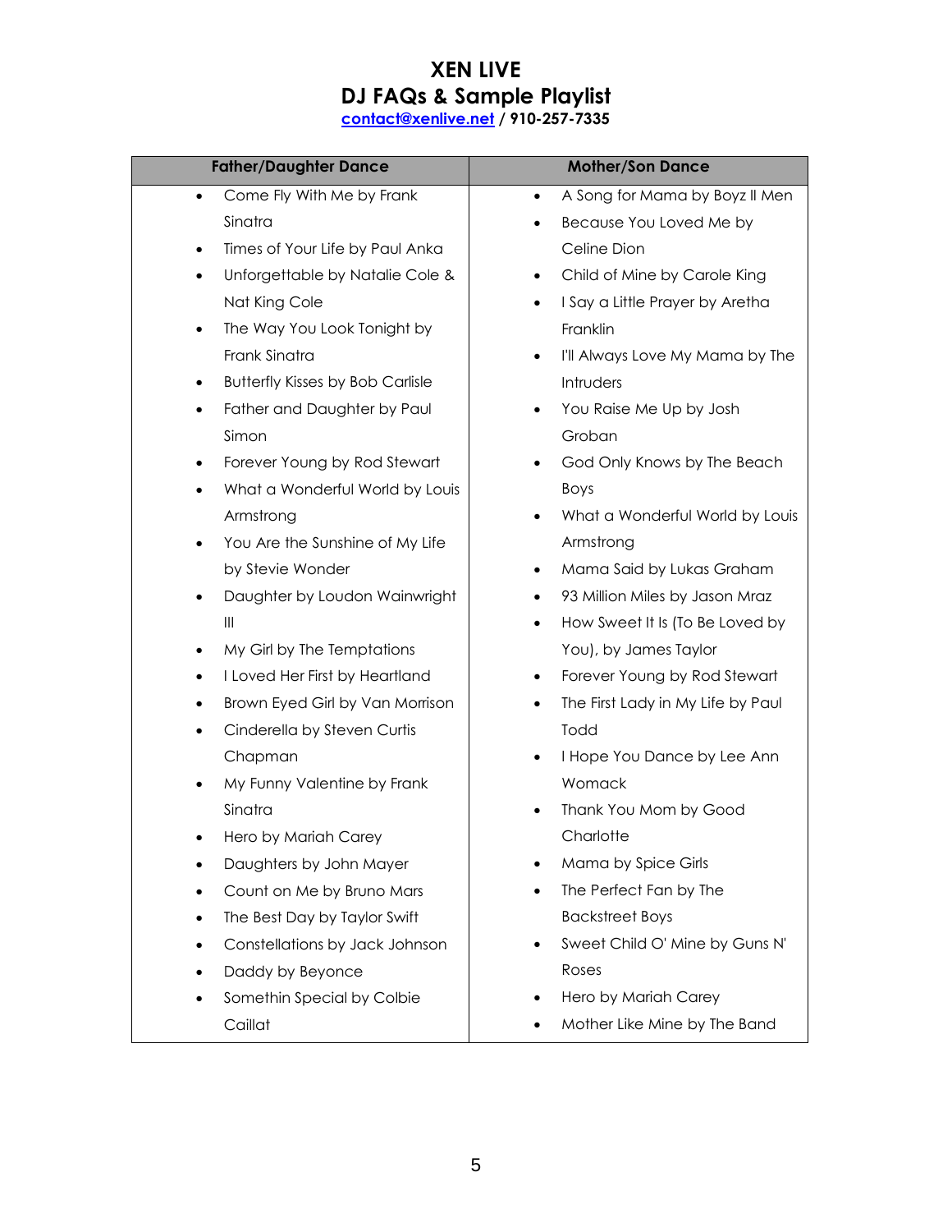# XEN LIVE
## DJ FAQs & Sample Playlist
**contact@xenlive.net / 910-257-7335**

| Father/Daughter Dance | Mother/Son Dance |
|---|---|
| • Come Fly With Me by Frank Sinatra<br>• Times of Your Life by Paul Anka<br>• Unforgettable by Natalie Cole & Nat King Cole<br>• The Way You Look Tonight by Frank Sinatra<br>• Butterfly Kisses by Bob Carlisle<br>• Father and Daughter by Paul Simon<br>• Forever Young by Rod Stewart<br>• What a Wonderful World by Louis Armstrong<br>• You Are the Sunshine of My Life by Stevie Wonder<br>• Daughter by Loudon Wainwright III<br>• My Girl by The Temptations<br>• I Loved Her First by Heartland<br>• Brown Eyed Girl by Van Morrison<br>• Cinderella by Steven Curtis Chapman<br>• My Funny Valentine by Frank Sinatra<br>• Hero by Mariah Carey<br>• Daughters by John Mayer<br>• Count on Me by Bruno Mars<br>• The Best Day by Taylor Swift<br>• Constellations by Jack Johnson<br>• Daddy by Beyonce<br>• Somethin Special by Colbie Caillat | • A Song for Mama by Boyz II Men<br>• Because You Loved Me by Celine Dion<br>• Child of Mine by Carole King<br>• I Say a Little Prayer by Aretha Franklin<br>• I'll Always Love My Mama by The Intruders<br>• You Raise Me Up by Josh Groban<br>• God Only Knows by The Beach Boys<br>• What a Wonderful World by Louis Armstrong<br>• Mama Said by Lukas Graham<br>• 93 Million Miles by Jason Mraz<br>• How Sweet It Is (To Be Loved by You), by James Taylor<br>• Forever Young by Rod Stewart<br>• The First Lady in My Life by Paul Todd<br>• I Hope You Dance by Lee Ann Womack<br>• Thank You Mom by Good Charlotte<br>• Mama by Spice Girls<br>• The Perfect Fan by The Backstreet Boys<br>• Sweet Child O' Mine by Guns N' Roses<br>• Hero by Mariah Carey<br>• Mother Like Mine by The Band |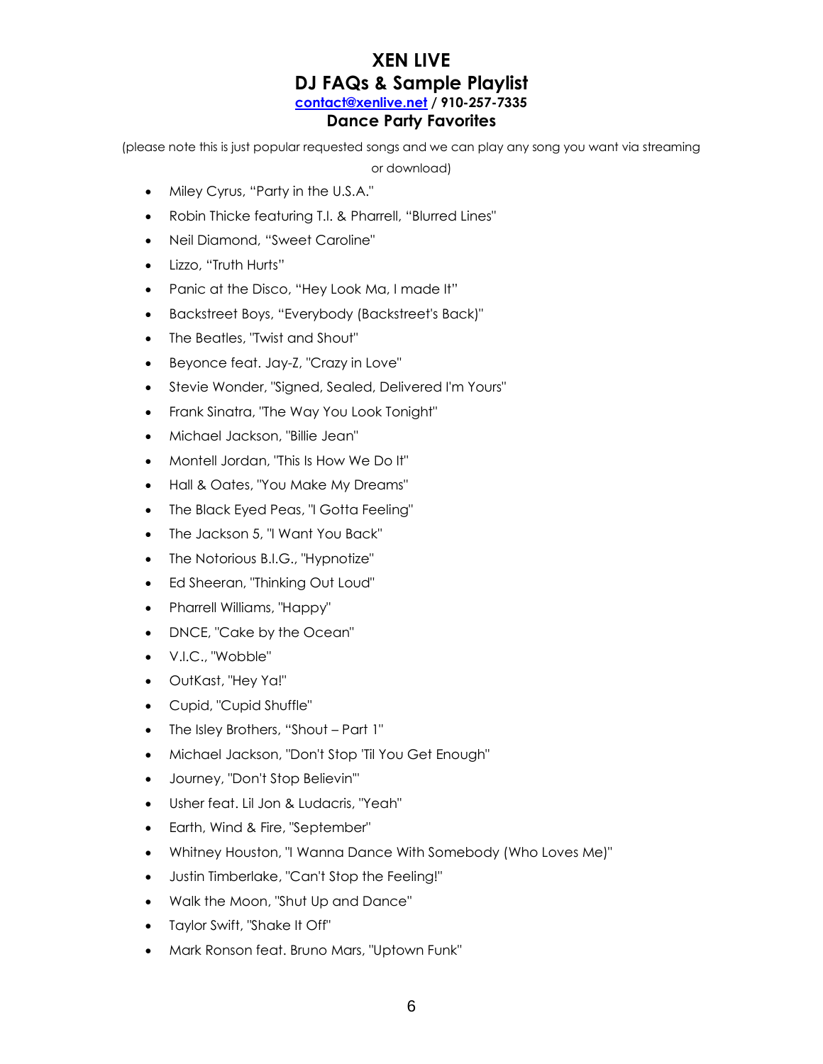# XEN LIVE

## DJ FAQs & Sample Playlist

**[contact@xenlive.net](mailto:contact@xenlive.net) / 910-257-7335**

### Dance Party Favorites

(please note this is just popular requested songs and we can play any song you want via streaming or download)

- Miley Cyrus, “Party in the U.S.A.”
- Robin Thicke featuring T.I. & Pharrell, “Blurred Lines”
- Neil Diamond, “Sweet Caroline”
- Lizzo, “Truth Hurts”
- Panic at the Disco, “Hey Look Ma, I made It”
- Backstreet Boys, “Everybody (Backstreet's Back)”
- The Beatles, "Twist and Shout"
- Beyonce feat. Jay-Z, "Crazy in Love"
- Stevie Wonder, "Signed, Sealed, Delivered I'm Yours"
- Frank Sinatra, "The Way You Look Tonight"
- Michael Jackson, "Billie Jean"
- Montell Jordan, "This Is How We Do It"
- Hall & Oates, "You Make My Dreams"
- The Black Eyed Peas, "I Gotta Feeling"
- The Jackson 5, "I Want You Back"
- The Notorious B.I.G., "Hypnotize"
- Ed Sheeran, "Thinking Out Loud"
- Pharrell Williams, "Happy"
- DNCE, "Cake by the Ocean"
- V.I.C., "Wobble"
- OutKast, "Hey Ya!"
- Cupid, "Cupid Shuffle"
- The Isley Brothers, “Shout – Part 1”
- Michael Jackson, "Don't Stop 'Til You Get Enough"
- Journey, "Don't Stop Believin'"
- Usher feat. Lil Jon & Ludacris, "Yeah"
- Earth, Wind & Fire, "September"
- Whitney Houston, "I Wanna Dance With Somebody (Who Loves Me)"
- Justin Timberlake, "Can't Stop the Feeling!"
- Walk the Moon, "Shut Up and Dance"
- Taylor Swift, "Shake It Off"
- Mark Ronson feat. Bruno Mars, "Uptown Funk"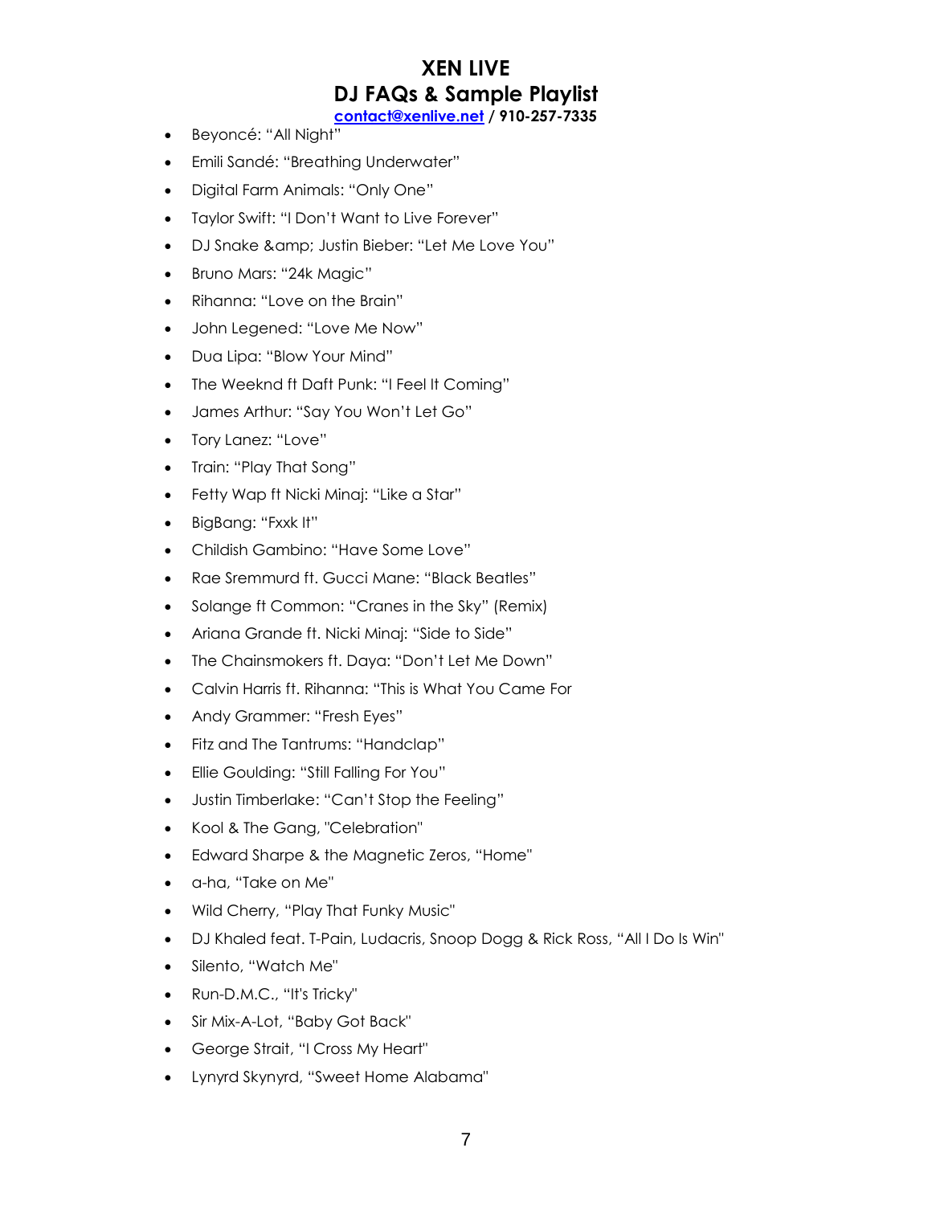- Beyoncé: "All Night"
- Emili Sandé: "Breathing Underwater"
- Digital Farm Animals: "Only One"
- Taylor Swift: "I Don't Want to Live Forever"
- DJ Snake &amp; Justin Bieber: "Let Me Love You"
- Bruno Mars: "24k Magic"
- Rihanna: "Love on the Brain"
- John Legened: "Love Me Now"
- Dua Lipa: "Blow Your Mind"
- The Weeknd ft Daft Punk: "I Feel It Coming"
- James Arthur: "Say You Won't Let Go"
- Tory Lanez: "Love"
- Train: "Play That Song"
- Fetty Wap ft Nicki Minaj: "Like a Star"
- BigBang: "Fxxk It"
- Childish Gambino: "Have Some Love"
- Rae Sremmurd ft. Gucci Mane: "Black Beatles"
- Solange ft Common: "Cranes in the Sky" (Remix)
- Ariana Grande ft. Nicki Minaj: "Side to Side"
- The Chainsmokers ft. Daya: "Don't Let Me Down"
- Calvin Harris ft. Rihanna: "This is What You Came For
- Andy Grammer: "Fresh Eyes"
- Fitz and The Tantrums: "Handclap"
- Ellie Goulding: "Still Falling For You"
- Justin Timberlake: "Can't Stop the Feeling"
- Kool & The Gang, "Celebration"
- Edward Sharpe & the Magnetic Zeros, "Home"
- a-ha, "Take on Me"
- Wild Cherry, "Play That Funky Music"
- DJ Khaled feat. T-Pain, Ludacris, Snoop Dogg & Rick Ross, "All I Do Is Win"
- Silento, "Watch Me"
- Run-D.M.C., "It's Tricky"
- Sir Mix-A-Lot, "Baby Got Back"
- George Strait, "I Cross My Heart"
- Lynyrd Skynyrd, "Sweet Home Alabama"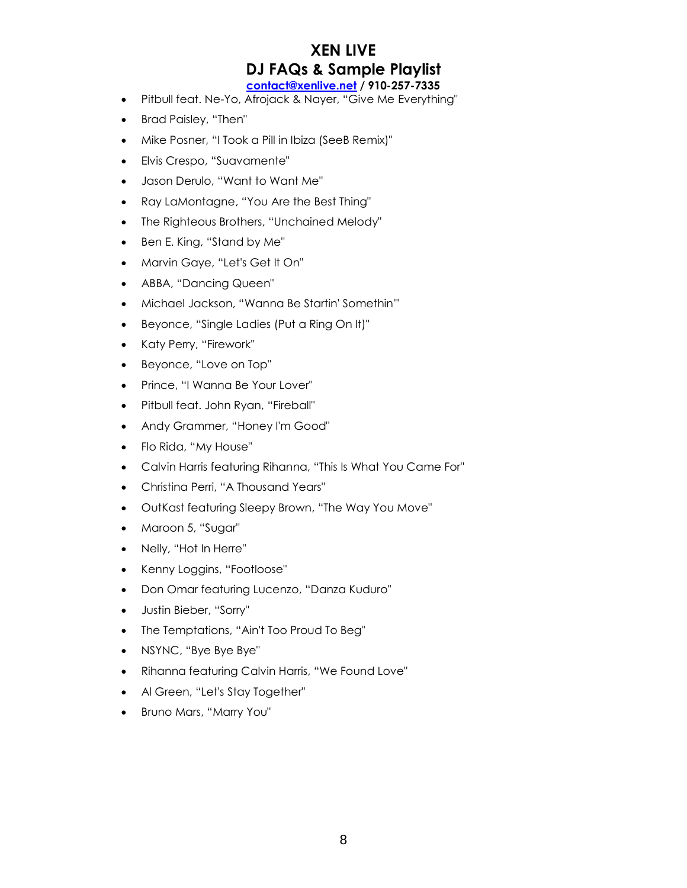- Pitbull feat. Ne-Yo, Afrojack & Nayer, “Give Me Everything"
- Brad Paisley, “Then"
- Mike Posner, “I Took a Pill in Ibiza (SeeB Remix)"
- Elvis Crespo, “Suavamente"
- Jason Derulo, “Want to Want Me"
- Ray LaMontagne, “You Are the Best Thing"
- The Righteous Brothers, “Unchained Melody"
- Ben E. King, “Stand by Me"
- Marvin Gaye, “Let's Get It On"
- ABBA, “Dancing Queen"
- Michael Jackson, “Wanna Be Startin' Somethin'"
- Beyonce, “Single Ladies (Put a Ring On It)"
- Katy Perry, “Firework"
- Beyonce, “Love on Top"
- Prince, “I Wanna Be Your Lover"
- Pitbull feat. John Ryan, “Fireball"
- Andy Grammer, “Honey I'm Good"
- Flo Rida, “My House"
- Calvin Harris featuring Rihanna, “This Is What You Came For"
- Christina Perri, “A Thousand Years"
- OutKast featuring Sleepy Brown, “The Way You Move"
- Maroon 5, “Sugar"
- Nelly, “Hot In Herre"
- Kenny Loggins, “Footloose"
- Don Omar featuring Lucenzo, “Danza Kuduro"
- Justin Bieber, “Sorry"
- The Temptations, “Ain't Too Proud To Beg"
- NSYNC, “Bye Bye Bye"
- Rihanna featuring Calvin Harris, “We Found Love"
- Al Green, “Let's Stay Together"
- Bruno Mars, “Marry You"